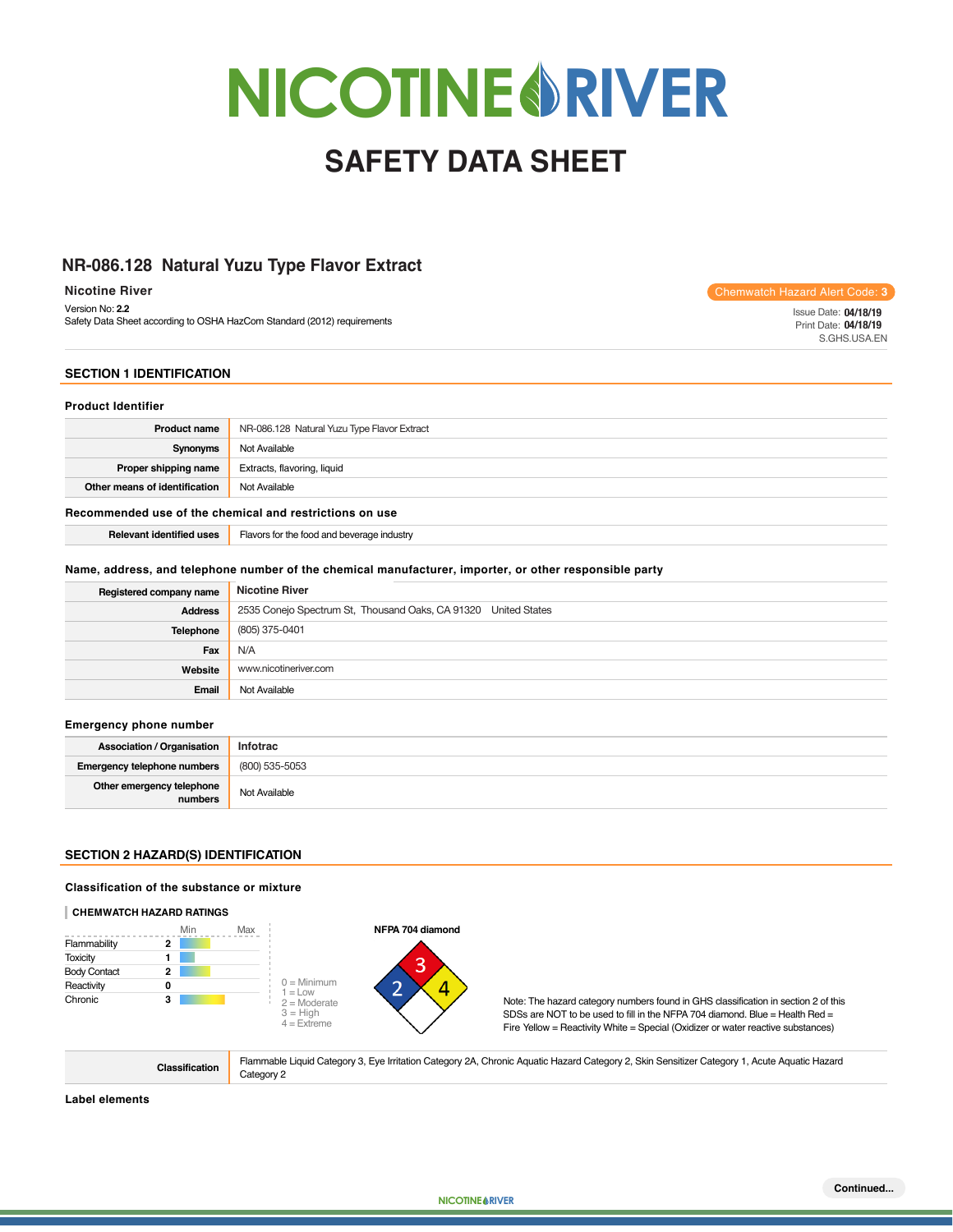# NICOTINE RIVER

# SAFETY DATA SHEET

## NR-086.128 Natural Yuzu Type Flavor Extract

**Nicotine River**

Version No: **2.2**

Safety Data Sheet according to OSHA HazCom Standard (2012) requirements

Chemwatch Hazard Alert Code: 3

Issue Date: **04/18/19**
Print Date: **04/18/19**
S.GHS.USA.EN

## SECTION 1 IDENTIFICATION

### Product Identifier

| | |
|---|---|
| **Product name** | NR-086.128 Natural Yuzu Type Flavor Extract |
| **Synonyms** | Not Available |
| **Proper shipping name** | Extracts, flavoring, liquid |
| **Other means of identification** | Not Available |

### Recommended use of the chemical and restrictions on use

| | |
|---|---|
| **Relevant identified uses** | Flavors for the food and beverage industry |

### Name, address, and telephone number of the chemical manufacturer, importer, or other responsible party

| | |
|---|---|
| **Registered company name** | Nicotine River |
| **Address** | 2535 Conejo Spectrum St, Thousand Oaks, CA 91320 United States |
| **Telephone** | (805) 375-0401 |
| **Fax** | N/A |
| **Website** | www.nicotineriver.com |
| **Email** | Not Available |

### Emergency phone number

| | |
|---|---|
| **Association / Organisation** | Infotrac |
| **Emergency telephone numbers** | (800) 535-5053 |
| **Other emergency telephone numbers** | Not Available |

## SECTION 2 HAZARD(S) IDENTIFICATION

### Classification of the substance or mixture

**CHEMWATCH HAZARD RATINGS**

| | Rating |
|---|---|
| Flammability | 2 |
| Toxicity | 1 |
| Body Contact | 2 |
| Reactivity | 0 |
| Chronic | 3 |

0 = Minimum
1 = Low
2 = Moderate
3 = High
4 = Extreme

**NFPA 704 diamond**

Health (Blue): 2, Fire (Red): 3, Reactivity (Yellow): 4, Special (White): —

Note: The hazard category numbers found in GHS classification in section 2 of this SDSs are NOT to be used to fill in the NFPA 704 diamond. Blue = Health Red = Fire Yellow = Reactivity White = Special (Oxidizer or water reactive substances)

| | |
|---|---|
| **Classification** | Flammable Liquid Category 3, Eye Irritation Category 2A, Chronic Aquatic Hazard Category 2, Skin Sensitizer Category 1, Acute Aquatic Hazard Category 2 |

### Label elements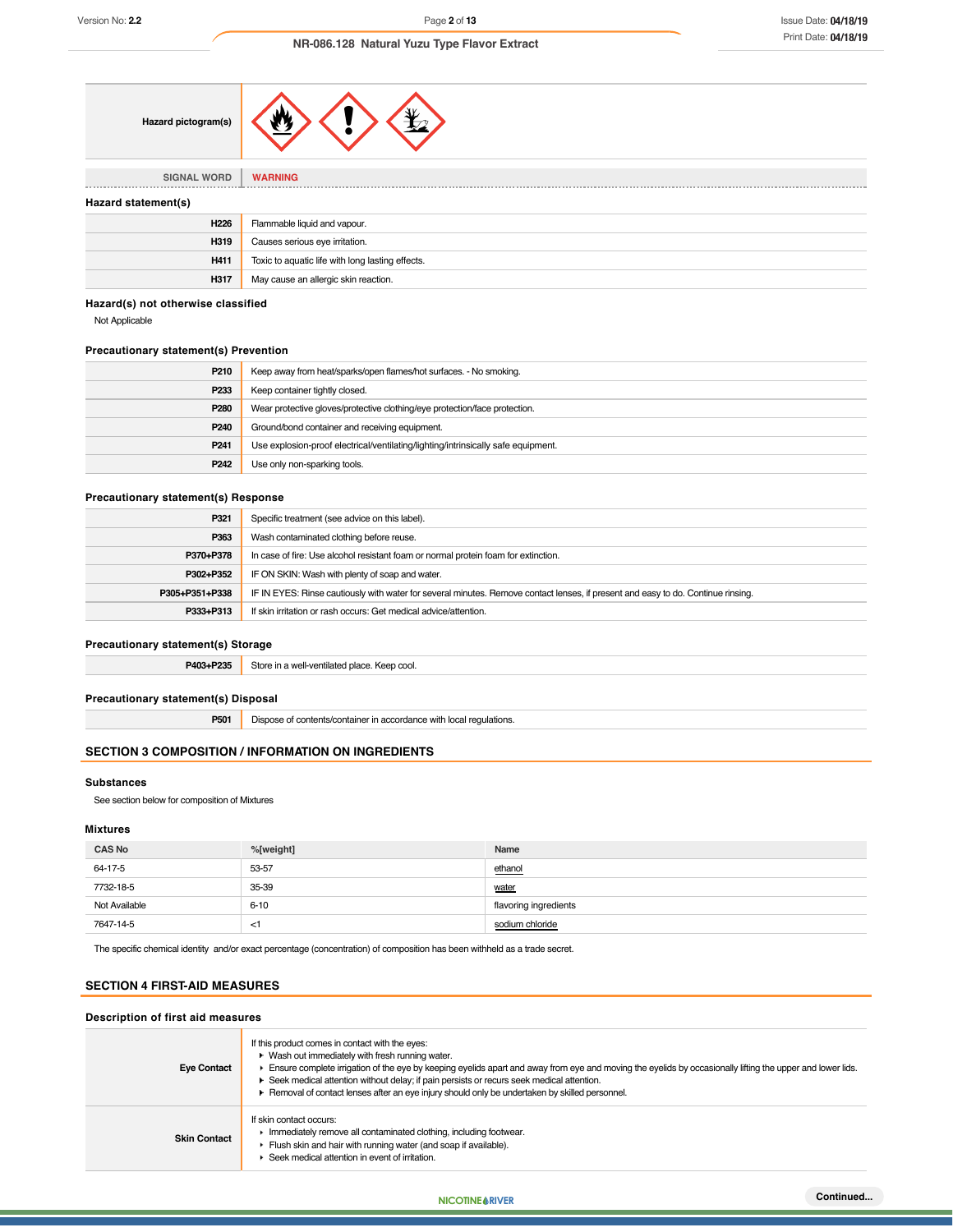| Hazard pictogram(s) | |
|---|---|
| **SIGNAL WORD** | **WARNING** |

### Hazard statement(s)

| | |
|---|---|
| **H226** | Flammable liquid and vapour. |
| **H319** | Causes serious eye irritation. |
| **H411** | Toxic to aquatic life with long lasting effects. |
| **H317** | May cause an allergic skin reaction. |

### Hazard(s) not otherwise classified

Not Applicable

### Precautionary statement(s) Prevention

| | |
|---|---|
| **P210** | Keep away from heat/sparks/open flames/hot surfaces. - No smoking. |
| **P233** | Keep container tightly closed. |
| **P280** | Wear protective gloves/protective clothing/eye protection/face protection. |
| **P240** | Ground/bond container and receiving equipment. |
| **P241** | Use explosion-proof electrical/ventilating/lighting/intrinsically safe equipment. |
| **P242** | Use only non-sparking tools. |

### Precautionary statement(s) Response

| | |
|---|---|
| **P321** | Specific treatment (see advice on this label). |
| **P363** | Wash contaminated clothing before reuse. |
| **P370+P378** | In case of fire: Use alcohol resistant foam or normal protein foam for extinction. |
| **P302+P352** | IF ON SKIN: Wash with plenty of soap and water. |
| **P305+P351+P338** | IF IN EYES: Rinse cautiously with water for several minutes. Remove contact lenses, if present and easy to do. Continue rinsing. |
| **P333+P313** | If skin irritation or rash occurs: Get medical advice/attention. |

### Precautionary statement(s) Storage

| | |
|---|---|
| **P403+P235** | Store in a well-ventilated place. Keep cool. |

### Precautionary statement(s) Disposal

| | |
|---|---|
| **P501** | Dispose of contents/container in accordance with local regulations. |

## SECTION 3 COMPOSITION / INFORMATION ON INGREDIENTS

### Substances

See section below for composition of Mixtures

### Mixtures

| CAS No | %[weight] | Name |
|---|---|---|
| 64-17-5 | 53-57 | ethanol |
| 7732-18-5 | 35-39 | water |
| Not Available | 6-10 | flavoring ingredients |
| 7647-14-5 | <1 | sodium chloride |

The specific chemical identity and/or exact percentage (concentration) of composition has been withheld as a trade secret.

## SECTION 4 FIRST-AID MEASURES

### Description of first aid measures

| | |
|---|---|
| **Eye Contact** | If this product comes in contact with the eyes:<br>▸ Wash out immediately with fresh running water.<br>▸ Ensure complete irrigation of the eye by keeping eyelids apart and away from eye and moving the eyelids by occasionally lifting the upper and lower lids.<br>▸ Seek medical attention without delay; if pain persists or recurs seek medical attention.<br>▸ Removal of contact lenses after an eye injury should only be undertaken by skilled personnel. |
| **Skin Contact** | If skin contact occurs:<br>▸ Immediately remove all contaminated clothing, including footwear.<br>▸ Flush skin and hair with running water (and soap if available).<br>▸ Seek medical attention in event of irritation. |

Continued...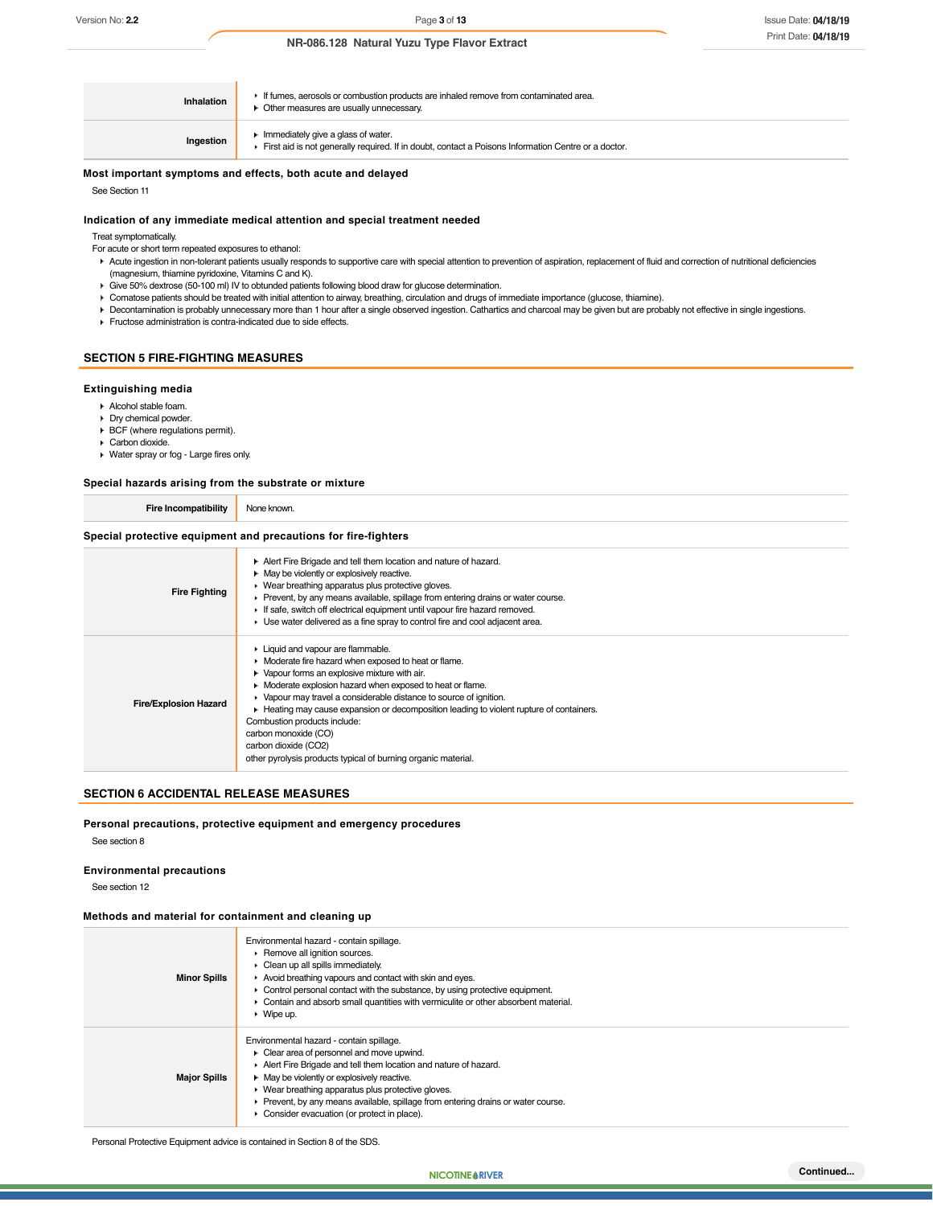| | |
|---|---|
| **Inhalation** | ▸ If fumes, aerosols or combustion products are inhaled remove from contaminated area.<br>▸ Other measures are usually unnecessary. |
| **Ingestion** | ▸ Immediately give a glass of water.<br>▸ First aid is not generally required. If in doubt, contact a Poisons Information Centre or a doctor. |

### Most important symptoms and effects, both acute and delayed

See Section 11

### Indication of any immediate medical attention and special treatment needed

Treat symptomatically.

For acute or short term repeated exposures to ethanol:

- Acute ingestion in non-tolerant patients usually responds to supportive care with special attention to prevention of aspiration, replacement of fluid and correction of nutritional deficiencies (magnesium, thiamine pyridoxine, Vitamins C and K).
- Give 50% dextrose (50-100 ml) IV to obtunded patients following blood draw for glucose determination.
- Comatose patients should be treated with initial attention to airway, breathing, circulation and drugs of immediate importance (glucose, thiamine).
- Decontamination is probably unnecessary more than 1 hour after a single observed ingestion. Cathartics and charcoal may be given but are probably not effective in single ingestions.
- Fructose administration is contra-indicated due to side effects.

## SECTION 5 FIRE-FIGHTING MEASURES

### Extinguishing media

- Alcohol stable foam.
- Dry chemical powder.
- BCF (where regulations permit).
- Carbon dioxide.
- Water spray or fog - Large fires only.

### Special hazards arising from the substrate or mixture

| | |
|---|---|
| **Fire Incompatibility** | None known. |

### Special protective equipment and precautions for fire-fighters

| | |
|---|---|
| **Fire Fighting** | ▸ Alert Fire Brigade and tell them location and nature of hazard.<br>▸ May be violently or explosively reactive.<br>▸ Wear breathing apparatus plus protective gloves.<br>▸ Prevent, by any means available, spillage from entering drains or water course.<br>▸ If safe, switch off electrical equipment until vapour fire hazard removed.<br>▸ Use water delivered as a fine spray to control fire and cool adjacent area. |
| **Fire/Explosion Hazard** | ▸ Liquid and vapour are flammable.<br>▸ Moderate fire hazard when exposed to heat or flame.<br>▸ Vapour forms an explosive mixture with air.<br>▸ Moderate explosion hazard when exposed to heat or flame.<br>▸ Vapour may travel a considerable distance to source of ignition.<br>▸ Heating may cause expansion or decomposition leading to violent rupture of containers.<br>Combustion products include:<br>carbon monoxide (CO)<br>carbon dioxide ($CO_2$)<br>other pyrolysis products typical of burning organic material. |

## SECTION 6 ACCIDENTAL RELEASE MEASURES

### Personal precautions, protective equipment and emergency procedures

See section 8

### Environmental precautions

See section 12

### Methods and material for containment and cleaning up

| | |
|---|---|
| **Minor Spills** | Environmental hazard - contain spillage.<br>▸ Remove all ignition sources.<br>▸ Clean up all spills immediately.<br>▸ Avoid breathing vapours and contact with skin and eyes.<br>▸ Control personal contact with the substance, by using protective equipment.<br>▸ Contain and absorb small quantities with vermiculite or other absorbent material.<br>▸ Wipe up. |
| **Major Spills** | Environmental hazard - contain spillage.<br>▸ Clear area of personnel and move upwind.<br>▸ Alert Fire Brigade and tell them location and nature of hazard.<br>▸ May be violently or explosively reactive.<br>▸ Wear breathing apparatus plus protective gloves.<br>▸ Prevent, by any means available, spillage from entering drains or water course.<br>▸ Consider evacuation (or protect in place). |

Personal Protective Equipment advice is contained in Section 8 of the SDS.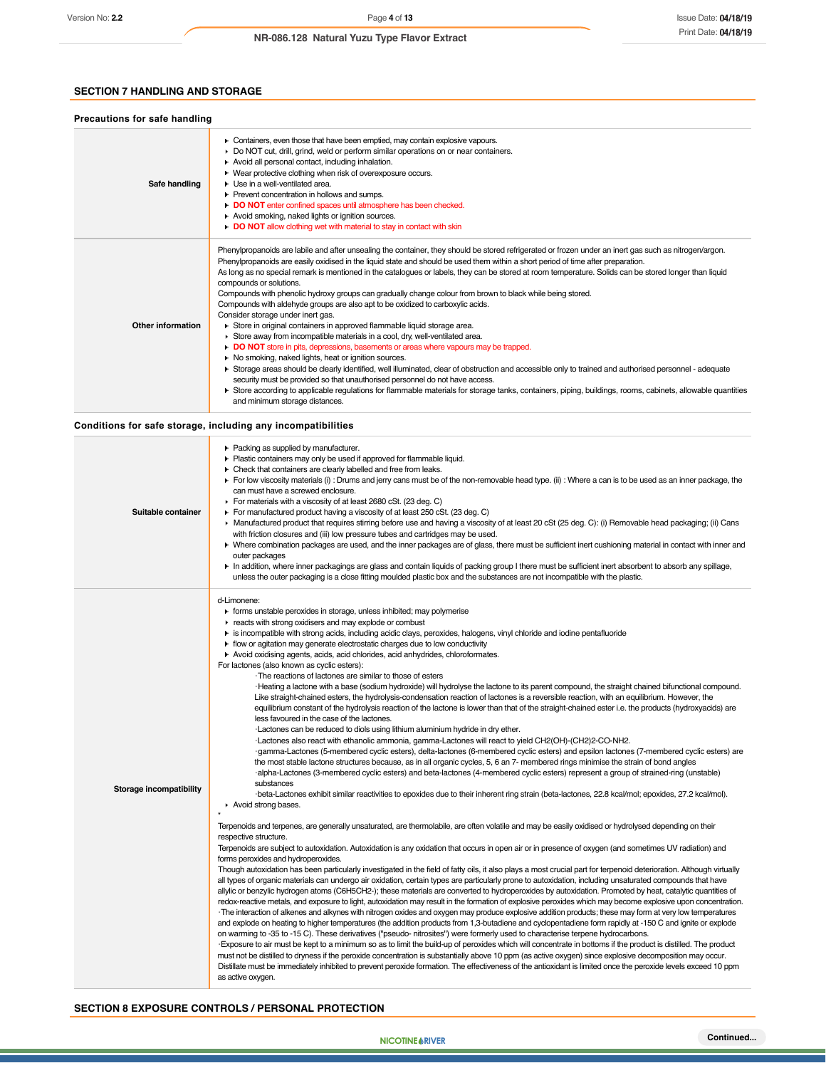## SECTION 7 HANDLING AND STORAGE

### Precautions for safe handling

| | |
|---|---|
| **Safe handling** | - Containers, even those that have been emptied, may contain explosive vapours.<br>- Do NOT cut, drill, grind, weld or perform similar operations on or near containers.<br>- Avoid all personal contact, including inhalation.<br>- Wear protective clothing when risk of overexposure occurs.<br>- Use in a well-ventilated area.<br>- Prevent concentration in hollows and sumps.<br>- **DO NOT** enter confined spaces until atmosphere has been checked.<br>- Avoid smoking, naked lights or ignition sources.<br>- **DO NOT** allow clothing wet with material to stay in contact with skin |
| **Other information** | Phenylpropanoids are labile and after unsealing the container, they should be stored refrigerated or frozen under an inert gas such as nitrogen/argon.<br>Phenylpropanoids are easily oxidised in the liquid state and should be used them within a short period of time after preparation.<br>As long as no special remark is mentioned in the catalogues or labels, they can be stored at room temperature. Solids can be stored longer than liquid compounds or solutions.<br>Compounds with phenolic hydroxy groups can gradually change colour from brown to black while being stored.<br>Compounds with aldehyde groups are also apt to be oxidized to carboxylic acids.<br>Consider storage under inert gas.<br>- Store in original containers in approved flammable liquid storage area.<br>- Store away from incompatible materials in a cool, dry, well-ventilated area.<br>- **DO NOT** store in pits, depressions, basements or areas where vapours may be trapped.<br>- No smoking, naked lights, heat or ignition sources.<br>- Storage areas should be clearly identified, well illuminated, clear of obstruction and accessible only to trained and authorised personnel - adequate security must be provided so that unauthorised personnel do not have access.<br>- Store according to applicable regulations for flammable materials for storage tanks, containers, piping, buildings, rooms, cabinets, allowable quantities and minimum storage distances. |

### Conditions for safe storage, including any incompatibilities

| | |
|---|---|
| **Suitable container** | - Packing as supplied by manufacturer.<br>- Plastic containers may only be used if approved for flammable liquid.<br>- Check that containers are clearly labelled and free from leaks.<br>- For low viscosity materials (i) : Drums and jerry cans must be of the non-removable head type. (ii) : Where a can is to be used as an inner package, the can must have a screwed enclosure.<br>- For materials with a viscosity of at least 2680 cSt. (23 deg. C)<br>- For manufactured product having a viscosity of at least 250 cSt. (23 deg. C)<br>- Manufactured product that requires stirring before use and having a viscosity of at least 20 cSt (25 deg. C): (i) Removable head packaging; (ii) Cans with friction closures and (iii) low pressure tubes and cartridges may be used.<br>- Where combination packages are used, and the inner packages are of glass, there must be sufficient inert cushioning material in contact with inner and outer packages<br>- In addition, where inner packagings are glass and contain liquids of packing group I there must be sufficient inert absorbent to absorb any spillage, unless the outer packaging is a close fitting moulded plastic box and the substances are not incompatible with the plastic. |
| **Storage incompatibility** | d-Limonene:<br>- forms unstable peroxides in storage, unless inhibited; may polymerise<br>- reacts with strong oxidisers and may explode or combust<br>- is incompatible with strong acids, including acidic clays, peroxides, halogens, vinyl chloride and iodine pentafluoride<br>- flow or agitation may generate electrostatic charges due to low conductivity<br>- Avoid oxidising agents, acids, acid chlorides, acid anhydrides, chloroformates.<br>For lactones (also known as cyclic esters):<br>·The reactions of lactones are similar to those of esters<br>·Heating a lactone with a base (sodium hydroxide) will hydrolyse the lactone to its parent compound, the straight chained bifunctional compound. Like straight-chained esters, the hydrolysis-condensation reaction of lactones is a reversible reaction, with an equilibrium. However, the equilibrium constant of the hydrolysis reaction of the lactone is lower than that of the straight-chained ester i.e. the products (hydroxyacids) are less favoured in the case of the lactones.<br>·Lactones can be reduced to diols using lithium aluminium hydride in dry ether.<br>·Lactones also react with ethanolic ammonia, gamma-Lactones will react to yield CH2(OH)-(CH2)2-CO-NH2.<br>·gamma-Lactones (5-membered cyclic esters), delta-lactones (6-membered cyclic esters) and epsilon lactones (7-membered cyclic esters) are the most stable lactone structures because, as in all organic cycles, 5, 6 an 7- membered rings minimise the strain of bond angles<br>·alpha-Lactones (3-membered cyclic esters) and beta-lactones (4-membered cyclic esters) represent a group of strained-ring (unstable) substances<br>·beta-Lactones exhibit similar reactivities to epoxides due to their inherent ring strain (beta-lactones, 22.8 kcal/mol; epoxides, 27.2 kcal/mol).<br>- Avoid strong bases.<br>-<br>Terpenoids and terpenes, are generally unsaturated, are thermolabile, are often volatile and may be easily oxidised or hydrolysed depending on their respective structure.<br>Terpenoids are subject to autoxidation. Autoxidation is any oxidation that occurs in open air or in presence of oxygen (and sometimes UV radiation) and forms peroxides and hydroperoxides.<br>Though autoxidation has been particularly investigated in the field of fatty oils, it also plays a most crucial part for terpenoid deterioration. Although virtually all types of organic materials can undergo air oxidation, certain types are particularly prone to autoxidation, including unsaturated compounds that have allylic or benzylic hydrogen atoms (C6H5CH2-); these materials are converted to hydroperoxides by autoxidation. Promoted by heat, catalytic quantities of redox-reactive metals, and exposure to light, autoxidation may result in the formation of explosive peroxides which may become explosive upon concentration.<br>·The interaction of alkenes and alkynes with nitrogen oxides and oxygen may produce explosive addition products; these may form at very low temperatures and explode on heating to higher temperatures (the addition products from 1,3-butadiene and cyclopentadiene form rapidly at -150 C and ignite or explode on warming to -35 to -15 C). These derivatives ("pseudo- nitrosites") were formerly used to characterise terpene hydrocarbons.<br>·Exposure to air must be kept to a minimum so as to limit the build-up of peroxides which will concentrate in bottoms if the product is distilled. The product must not be distilled to dryness if the peroxide concentration is substantially above 10 ppm (as active oxygen) since explosive decomposition may occur. Distillate must be immediately inhibited to prevent peroxide formation. The effectiveness of the antioxidant is limited once the peroxide levels exceed 10 ppm as active oxygen. |

## SECTION 8 EXPOSURE CONTROLS / PERSONAL PROTECTION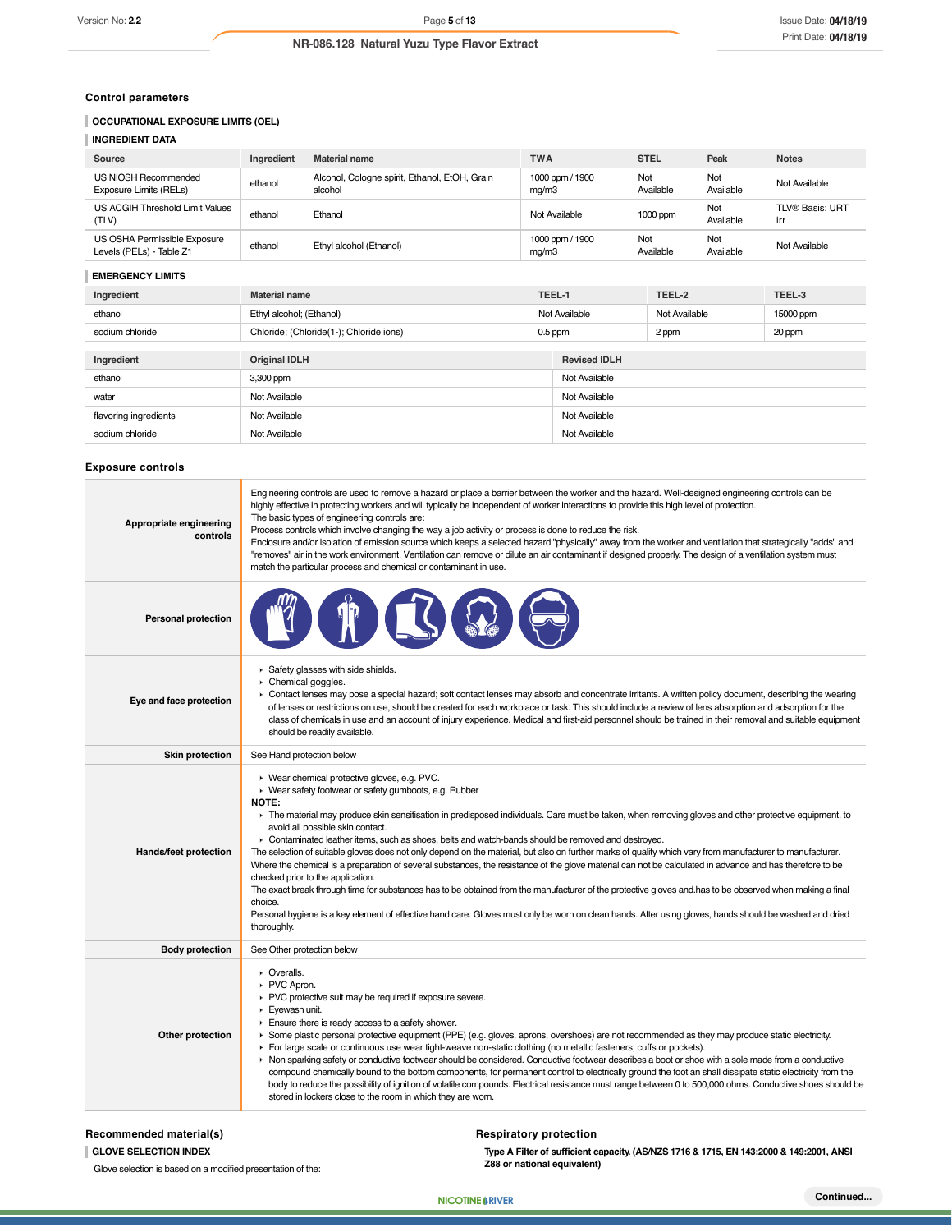### Control parameters

**OCCUPATIONAL EXPOSURE LIMITS (OEL)**

**INGREDIENT DATA**

| Source | Ingredient | Material name | TWA | STEL | Peak | Notes |
|---|---|---|---|---|---|---|
| US NIOSH Recommended Exposure Limits (RELs) | ethanol | Alcohol, Cologne spirit, Ethanol, EtOH, Grain alcohol | 1000 ppm / 1900 mg/m3 | Not Available | Not Available | Not Available |
| US ACGIH Threshold Limit Values (TLV) | ethanol | Ethanol | Not Available | 1000 ppm | Not Available | TLV® Basis: URT irr |
| US OSHA Permissible Exposure Levels (PELs) - Table Z1 | ethanol | Ethyl alcohol (Ethanol) | 1000 ppm / 1900 mg/m3 | Not Available | Not Available | Not Available |

**EMERGENCY LIMITS**

| Ingredient | Material name | TEEL-1 | TEEL-2 | TEEL-3 |
|---|---|---|---|---|
| ethanol | Ethyl alcohol; (Ethanol) | Not Available | Not Available | 15000 ppm |
| sodium chloride | Chloride; (Chloride(1-); Chloride ions) | 0.5 ppm | 2 ppm | 20 ppm |

| Ingredient | Original IDLH | Revised IDLH |
|---|---|---|
| ethanol | 3,300 ppm | Not Available |
| water | Not Available | Not Available |
| flavoring ingredients | Not Available | Not Available |
| sodium chloride | Not Available | Not Available |

### Exposure controls

**Appropriate engineering controls**

Engineering controls are used to remove a hazard or place a barrier between the worker and the hazard. Well-designed engineering controls can be highly effective in protecting workers and will typically be independent of worker interactions to provide this high level of protection.
The basic types of engineering controls are:
Process controls which involve changing the way a job activity or process is done to reduce the risk.
Enclosure and/or isolation of emission source which keeps a selected hazard "physically" away from the worker and ventilation that strategically "adds" and "removes" air in the work environment. Ventilation can remove or dilute an air contaminant if designed properly. The design of a ventilation system must match the particular process and chemical or contaminant in use.

**Personal protection**

**Eye and face protection**

- Safety glasses with side shields.
- Chemical goggles.
- Contact lenses may pose a special hazard; soft contact lenses may absorb and concentrate irritants. A written policy document, describing the wearing of lenses or restrictions on use, should be created for each workplace or task. This should include a review of lens absorption and adsorption for the class of chemicals in use and an account of injury experience. Medical and first-aid personnel should be trained in their removal and suitable equipment should be readily available.

**Skin protection**

See Hand protection below

**Hands/feet protection**

- Wear chemical protective gloves, e.g. PVC.
- Wear safety footwear or safety gumboots, e.g. Rubber

**NOTE:**

- The material may produce skin sensitisation in predisposed individuals. Care must be taken, when removing gloves and other protective equipment, to avoid all possible skin contact.
- Contaminated leather items, such as shoes, belts and watch-bands should be removed and destroyed.

The selection of suitable gloves does not only depend on the material, but also on further marks of quality which vary from manufacturer to manufacturer. Where the chemical is a preparation of several substances, the resistance of the glove material can not be calculated in advance and has therefore to be checked prior to the application.
The exact break through time for substances has to be obtained from the manufacturer of the protective gloves and.has to be observed when making a final choice.
Personal hygiene is a key element of effective hand care. Gloves must only be worn on clean hands. After using gloves, hands should be washed and dried thoroughly.

**Body protection**

See Other protection below

**Other protection**

- Overalls.
- PVC Apron.
- PVC protective suit may be required if exposure severe.
- Eyewash unit.
- Ensure there is ready access to a safety shower.
- Some plastic personal protective equipment (PPE) (e.g. gloves, aprons, overshoes) are not recommended as they may produce static electricity.
- For large scale or continuous use wear tight-weave non-static clothing (no metallic fasteners, cuffs or pockets).
- Non sparking safety or conductive footwear should be considered. Conductive footwear describes a boot or shoe with a sole made from a conductive compound chemically bound to the bottom components, for permanent control to electrically ground the foot an shall dissipate static electricity from the body to reduce the possibility of ignition of volatile compounds. Electrical resistance must range between 0 to 500,000 ohms. Conductive shoes should be stored in lockers close to the room in which they are worn.

### Recommended material(s)

**GLOVE SELECTION INDEX**

Glove selection is based on a modified presentation of the:

### Respiratory protection

**Type A Filter of sufficient capacity. (AS/NZS 1716 & 1715, EN 143:2000 & 149:2001, ANSI Z88 or national equivalent)**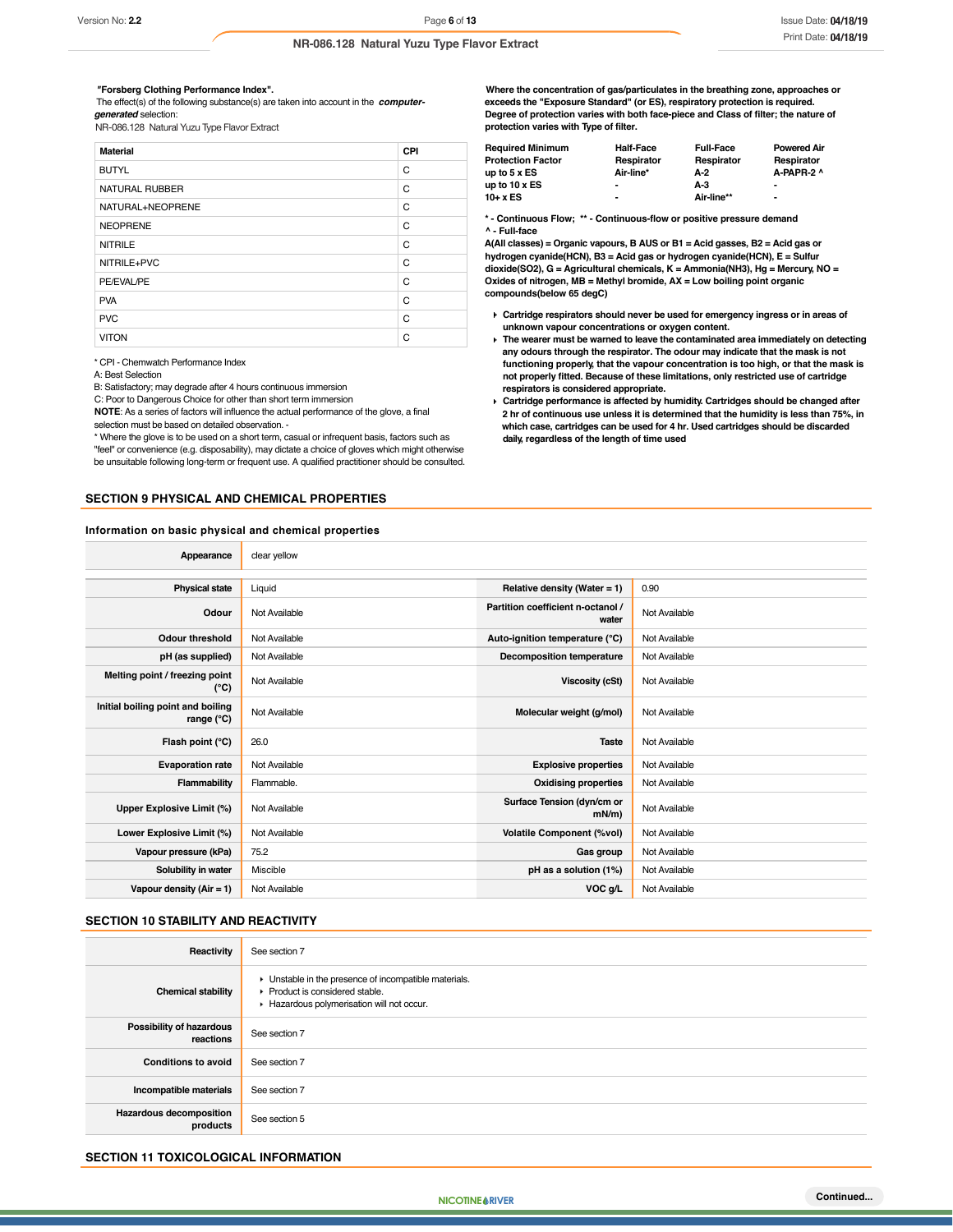**"Forsberg Clothing Performance Index".**
The effect(s) of the following substance(s) are taken into account in the ***computer-generated*** selection:
NR-086.128 Natural Yuzu Type Flavor Extract

| Material | CPI |
|---|---|
| BUTYL | C |
| NATURAL RUBBER | C |
| NATURAL+NEOPRENE | C |
| NEOPRENE | C |
| NITRILE | C |
| NITRILE+PVC | C |
| PE/EVAL/PE | C |
| PVA | C |
| PVC | C |
| VITON | C |

* CPI - Chemwatch Performance Index
A: Best Selection
B: Satisfactory; may degrade after 4 hours continuous immersion
C: Poor to Dangerous Choice for other than short term immersion
**NOTE**: As a series of factors will influence the actual performance of the glove, a final selection must be based on detailed observation. -
* Where the glove is to be used on a short term, casual or infrequent basis, factors such as "feel" or convenience (e.g. disposability), may dictate a choice of gloves which might otherwise be unsuitable following long-term or frequent use. A qualified practitioner should be consulted.

**Where the concentration of gas/particulates in the breathing zone, approaches or exceeds the "Exposure Standard" (or ES), respiratory protection is required. Degree of protection varies with both face-piece and Class of filter; the nature of protection varies with Type of filter.**

| Required Minimum Protection Factor | Half-Face Respirator | Full-Face Respirator | Powered Air Respirator |
|---|---|---|---|
| up to 5 x ES | Air-line* | A-2 | A-PAPR-2 ^ |
| up to 10 x ES | - | A-3 | - |
| 10+ x ES | - | Air-line** | - |

**\* - Continuous Flow; \*\* - Continuous-flow or positive pressure demand**
**^ - Full-face**
**A(All classes) = Organic vapours, B AUS or B1 = Acid gasses, B2 = Acid gas or hydrogen cyanide(HCN), B3 = Acid gas or hydrogen cyanide(HCN), E = Sulfur dioxide(SO2), G = Agricultural chemicals, K = Ammonia(NH3), Hg = Mercury, NO = Oxides of nitrogen, MB = Methyl bromide, AX = Low boiling point organic compounds(below 65 degC)**

- **Cartridge respirators should never be used for emergency ingress or in areas of unknown vapour concentrations or oxygen content.**
- **The wearer must be warned to leave the contaminated area immediately on detecting any odours through the respirator. The odour may indicate that the mask is not functioning properly, that the vapour concentration is too high, or that the mask is not properly fitted. Because of these limitations, only restricted use of cartridge respirators is considered appropriate.**
- **Cartridge performance is affected by humidity. Cartridges should be changed after 2 hr of continuous use unless it is determined that the humidity is less than 75%, in which case, cartridges can be used for 4 hr. Used cartridges should be discarded daily, regardless of the length of time used**

## SECTION 9 PHYSICAL AND CHEMICAL PROPERTIES

### Information on basic physical and chemical properties

| **Appearance** | clear yellow | | |
|---|---|---|---|
| **Physical state** | Liquid | **Relative density (Water = 1)** | 0.90 |
| **Odour** | Not Available | **Partition coefficient n-octanol / water** | Not Available |
| **Odour threshold** | Not Available | **Auto-ignition temperature (°C)** | Not Available |
| **pH (as supplied)** | Not Available | **Decomposition temperature** | Not Available |
| **Melting point / freezing point (°C)** | Not Available | **Viscosity (cSt)** | Not Available |
| **Initial boiling point and boiling range (°C)** | Not Available | **Molecular weight (g/mol)** | Not Available |
| **Flash point (°C)** | 26.0 | **Taste** | Not Available |
| **Evaporation rate** | Not Available | **Explosive properties** | Not Available |
| **Flammability** | Flammable. | **Oxidising properties** | Not Available |
| **Upper Explosive Limit (%)** | Not Available | **Surface Tension (dyn/cm or mN/m)** | Not Available |
| **Lower Explosive Limit (%)** | Not Available | **Volatile Component (%vol)** | Not Available |
| **Vapour pressure (kPa)** | 75.2 | **Gas group** | Not Available |
| **Solubility in water** | Miscible | **pH as a solution (1%)** | Not Available |
| **Vapour density (Air = 1)** | Not Available | **VOC g/L** | Not Available |

## SECTION 10 STABILITY AND REACTIVITY

| | |
|---|---|
| **Reactivity** | See section 7 |
| **Chemical stability** | - Unstable in the presence of incompatible materials.<br>- Product is considered stable.<br>- Hazardous polymerisation will not occur. |
| **Possibility of hazardous reactions** | See section 7 |
| **Conditions to avoid** | See section 7 |
| **Incompatible materials** | See section 7 |
| **Hazardous decomposition products** | See section 5 |

## SECTION 11 TOXICOLOGICAL INFORMATION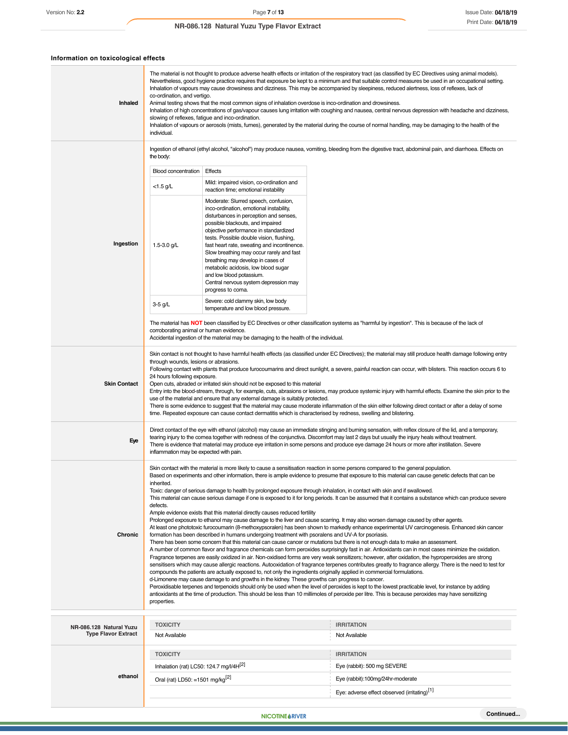### Information on toxicological effects

**Inhaled**

The material is not thought to produce adverse health effects or irritation of the respiratory tract (as classified by EC Directives using animal models). Nevertheless, good hygiene practice requires that exposure be kept to a minimum and that suitable control measures be used in an occupational setting.
Inhalation of vapours may cause drowsiness and dizziness. This may be accompanied by sleepiness, reduced alertness, loss of reflexes, lack of co-ordination, and vertigo.
Animal testing shows that the most common signs of inhalation overdose is inco-ordination and drowsiness.
Inhalation of high concentrations of gas/vapour causes lung irritation with coughing and nausea, central nervous depression with headache and dizziness, slowing of reflexes, fatigue and inco-ordination.
Inhalation of vapours or aerosols (mists, fumes), generated by the material during the course of normal handling, may be damaging to the health of the individual.

**Ingestion**

Ingestion of ethanol (ethyl alcohol, "alcohol") may produce nausea, vomiting, bleeding from the digestive tract, abdominal pain, and diarrhoea. Effects on the body:

| Blood concentration | Effects |
|---|---|
| <1.5 g/L | Mild: impaired vision, co-ordination and reaction time; emotional instability |
| 1.5-3.0 g/L | Moderate: Slurred speech, confusion, inco-ordination, emotional instability, disturbances in perception and senses, possible blackouts, and impaired objective performance in standardized tests. Possible double vision, flushing, fast heart rate, sweating and incontinence. Slow breathing may occur rarely and fast breathing may develop in cases of metabolic acidosis, low blood sugar and low blood potassium. Central nervous system depression may progress to coma. |
| 3-5 g/L | Severe: cold clammy skin, low body temperature and low blood pressure. |

The material has **NOT** been classified by EC Directives or other classification systems as "harmful by ingestion". This is because of the lack of corroborating animal or human evidence.
Accidental ingestion of the material may be damaging to the health of the individual.

**Skin Contact**

Skin contact is not thought to have harmful health effects (as classified under EC Directives); the material may still produce health damage following entry through wounds, lesions or abrasions.
Following contact with plants that produce furocoumarins and direct sunlight, a severe, painful reaction can occur, with blisters. This reaction occurs 6 to 24 hours following exposure.
Open cuts, abraded or irritated skin should not be exposed to this material
Entry into the blood-stream, through, for example, cuts, abrasions or lesions, may produce systemic injury with harmful effects. Examine the skin prior to the use of the material and ensure that any external damage is suitably protected.
There is some evidence to suggest that the material may cause moderate inflammation of the skin either following direct contact or after a delay of some time. Repeated exposure can cause contact dermatitis which is characterised by redness, swelling and blistering.

**Eye**

Direct contact of the eye with ethanol (alcohol) may cause an immediate stinging and burning sensation, with reflex closure of the lid, and a temporary, tearing injury to the cornea together with redness of the conjunctiva. Discomfort may last 2 days but usually the injury heals without treatment.
There is evidence that material may produce eye irritation in some persons and produce eye damage 24 hours or more after instillation. Severe inflammation may be expected with pain.

**Chronic**

Skin contact with the material is more likely to cause a sensitisation reaction in some persons compared to the general population.
Based on experiments and other information, there is ample evidence to presume that exposure to this material can cause genetic defects that can be inherited.
Toxic: danger of serious damage to health by prolonged exposure through inhalation, in contact with skin and if swallowed.
This material can cause serious damage if one is exposed to it for long periods. It can be assumed that it contains a substance which can produce severe defects.
Ample evidence exists that this material directly causes reduced fertility
Prolonged exposure to ethanol may cause damage to the liver and cause scarring. It may also worsen damage caused by other agents.
At least one phototoxic furocoumarin (8-methoxypsoralen) has been shown to markedly enhance experimental UV carcinogenesis. Enhanced skin cancer formation has been described in humans undergoing treatment with psoralens and UV-A for psoriasis.
There has been some concern that this material can cause cancer or mutations but there is not enough data to make an assessment.
A number of common flavor and fragrance chemicals can form peroxides surprisingly fast in air. Antioxidants can in most cases minimize the oxidation.
Fragrance terpenes are easily oxidized in air. Non-oxidised forms are very weak sensitizers; however, after oxidation, the hyproperoxides are strong sensitisers which may cause allergic reactions. Autooxidation of fragrance terpenes contributes greatly to fragrance allergy. There is the need to test for compounds the patients are actually exposed to, not only the ingredients originally applied in commercial formulations.
d-Limonene may cause damage to and growths in the kidney. These growths can progress to cancer.
Peroxidisable terpenes and terpenoids should only be used when the level of peroxides is kept to the lowest practicable level, for instance by adding antioxidants at the time of production. This should be less than 10 millimoles of peroxide per litre. This is because peroxides may have sensitizing properties.

| | TOXICITY | IRRITATION |
|---|---|---|
| **NR-086.128 Natural Yuzu Type Flavor Extract** | Not Available | Not Available |
| **ethanol** | Inhalation (rat) LC50: 124.7 mg/l/4H[2] | Eye (rabbit): 500 mg SEVERE |
| | Oral (rat) LD50: =1501 mg/kg[2] | Eye (rabbit):100mg/24hr-moderate |
| | | Eye: adverse effect observed (irritating)[1] |

Continued...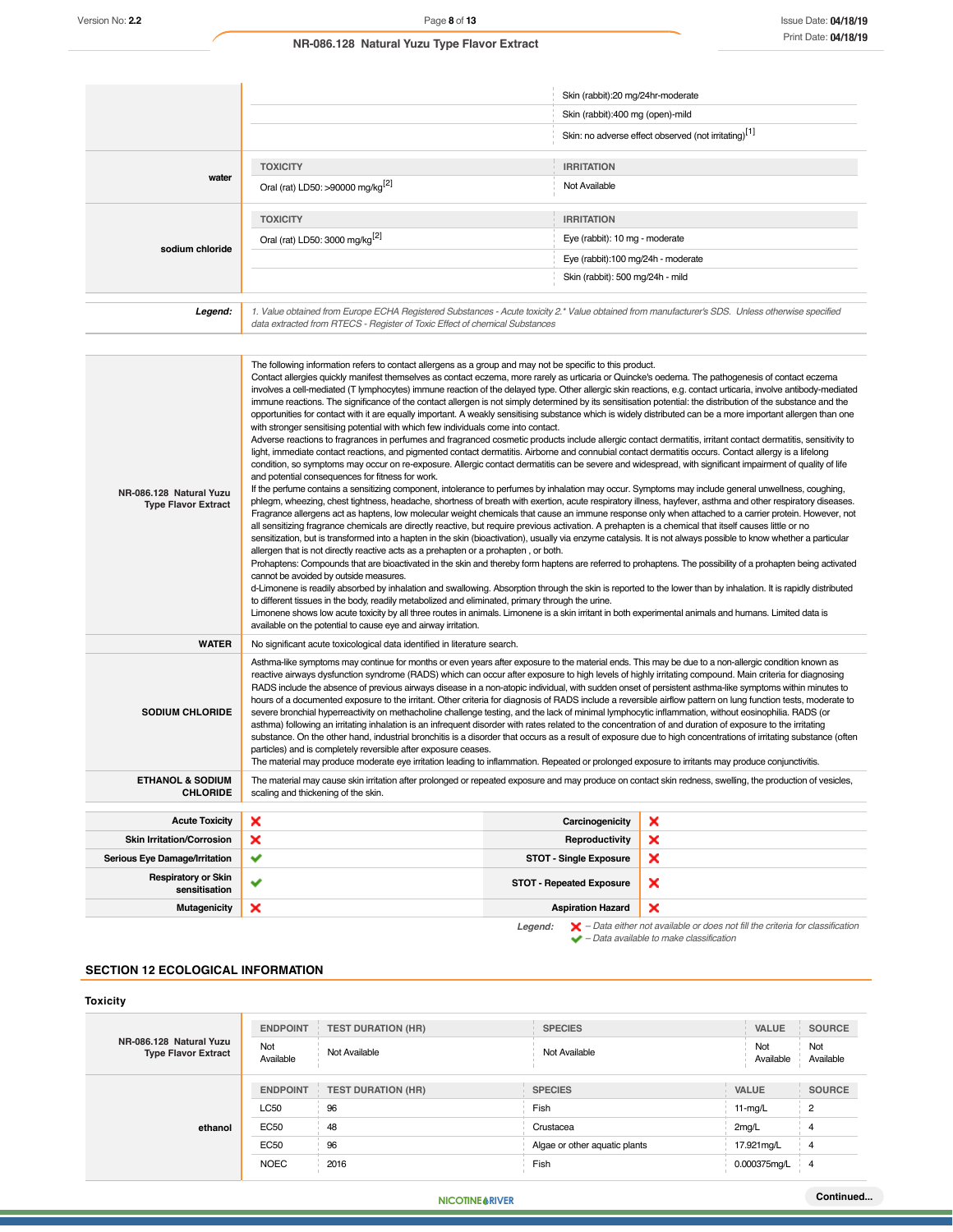| | | |
|---|---|---|
| | | Skin (rabbit):20 mg/24hr-moderate |
| | | Skin (rabbit):400 mg (open)-mild |
| | | Skin: no adverse effect observed (not irritating)[1] |
| **water** | **TOXICITY** | **IRRITATION** |
| | Oral (rat) LD50: >90000 mg/kg[2] | Not Available |
| **sodium chloride** | **TOXICITY** | **IRRITATION** |
| | Oral (rat) LD50: 3000 mg/kg[2] | Eye (rabbit): 10 mg - moderate |
| | | Eye (rabbit):100 mg/24h - moderate |
| | | Skin (rabbit): 500 mg/24h - mild |

**Legend:** *1. Value obtained from Europe ECHA Registered Substances - Acute toxicity 2.\* Value obtained from manufacturer's SDS. Unless otherwise specified data extracted from RTECS - Register of Toxic Effect of chemical Substances*

| | |
|---|---|
| **NR-086.128 Natural Yuzu Type Flavor Extract** | The following information refers to contact allergens as a group and may not be specific to this product.<br>Contact allergies quickly manifest themselves as contact eczema, more rarely as urticaria or Quincke's oedema. The pathogenesis of contact eczema involves a cell-mediated (T lymphocytes) immune reaction of the delayed type. Other allergic skin reactions, e.g. contact urticaria, involve antibody-mediated immune reactions. The significance of the contact allergen is not simply determined by its sensitisation potential: the distribution of the substance and the opportunities for contact with it are equally important. A weakly sensitising substance which is widely distributed can be a more important allergen than one with stronger sensitising potential with which few individuals come into contact.<br>Adverse reactions to fragrances in perfumes and fragranced cosmetic products include allergic contact dermatitis, irritant contact dermatitis, sensitivity to light, immediate contact reactions, and pigmented contact dermatitis. Airborne and connubial contact dermatitis occurs. Contact allergy is a lifelong condition, so symptoms may occur on re-exposure. Allergic contact dermatitis can be severe and widespread, with significant impairment of quality of life and potential consequences for fitness for work.<br>If the perfume contains a sensitizing component, intolerance to perfumes by inhalation may occur. Symptoms may include general unwellness, coughing, phlegm, wheezing, chest tightness, headache, shortness of breath with exertion, acute respiratory illness, hayfever, asthma and other respiratory diseases.<br>Fragrance allergens act as haptens, low molecular weight chemicals that cause an immune response only when attached to a carrier protein. However, not all sensitizing fragrance chemicals are directly reactive, but require previous activation. A prehapten is a chemical that itself causes little or no sensitization, but is transformed into a hapten in the skin (bioactivation), usually via enzyme catalysis. It is not always possible to know whether a particular allergen that is not directly reactive acts as a prehapten or a prohapten , or both.<br>Prohaptens: Compounds that are bioactivated in the skin and thereby form haptens are referred to prohaptens. The possibility of a prohapten being activated cannot be avoided by outside measures.<br>d-Limonene is readily absorbed by inhalation and swallowing. Absorption through the skin is reported to the lower than by inhalation. It is rapidly distributed to different tissues in the body, readily metabolized and eliminated, primary through the urine.<br>Limonene shows low acute toxicity by all three routes in animals. Limonene is a skin irritant in both experimental animals and humans. Limited data is available on the potential to cause eye and airway irritation. |
| **WATER** | No significant acute toxicological data identified in literature search. |
| **SODIUM CHLORIDE** | Asthma-like symptoms may continue for months or even years after exposure to the material ends. This may be due to a non-allergic condition known as reactive airways dysfunction syndrome (RADS) which can occur after exposure to high levels of highly irritating compound. Main criteria for diagnosing RADS include the absence of previous airways disease in a non-atopic individual, with sudden onset of persistent asthma-like symptoms within minutes to hours of a documented exposure to the irritant. Other criteria for diagnosis of RADS include a reversible airflow pattern on lung function tests, moderate to severe bronchial hyperreactivity on methacholine challenge testing, and the lack of minimal lymphocytic inflammation, without eosinophilia. RADS (or asthma) following an irritating inhalation is an infrequent disorder with rates related to the concentration of and duration of exposure to the irritating substance. On the other hand, industrial bronchitis is a disorder that occurs as a result of exposure due to high concentrations of irritating substance (often particles) and is completely reversible after exposure ceases.<br>The material may produce moderate eye irritation leading to inflammation. Repeated or prolonged exposure to irritants may produce conjunctivitis. |
| **ETHANOL & SODIUM CHLORIDE** | The material may cause skin irritation after prolonged or repeated exposure and may produce on contact skin redness, swelling, the production of vesicles, scaling and thickening of the skin. |

| | | | |
|---|---|---|---|
| **Acute Toxicity** | ✗ | **Carcinogenicity** | ✗ |
| **Skin Irritation/Corrosion** | ✗ | **Reproductivity** | ✗ |
| **Serious Eye Damage/Irritation** | ✔ | **STOT - Single Exposure** | ✗ |
| **Respiratory or Skin sensitisation** | ✔ | **STOT - Repeated Exposure** | ✗ |
| **Mutagenicity** | ✗ | **Aspiration Hazard** | ✗ |

**Legend:** ✗ *– Data either not available or does not fill the criteria for classification*
✔ *– Data available to make classification*

## SECTION 12 ECOLOGICAL INFORMATION

### Toxicity

| | ENDPOINT | TEST DURATION (HR) | SPECIES | VALUE | SOURCE |
|---|---|---|---|---|---|
| **NR-086.128 Natural Yuzu Type Flavor Extract** | Not Available | Not Available | Not Available | Not Available | Not Available |
| **ethanol** | **ENDPOINT** | **TEST DURATION (HR)** | **SPECIES** | **VALUE** | **SOURCE** |
| | LC50 | 96 | Fish | 11-mg/L | 2 |
| | EC50 | 48 | Crustacea | 2mg/L | 4 |
| | EC50 | 96 | Algae or other aquatic plants | 17.921mg/L | 4 |
| | NOEC | 2016 | Fish | 0.000375mg/L | 4 |

Continued...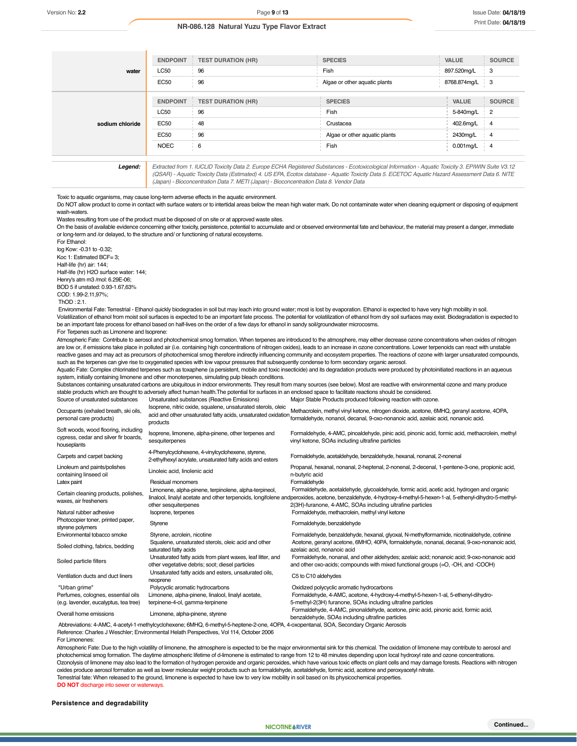| | ENDPOINT | TEST DURATION (HR) | SPECIES | VALUE | SOURCE |
|---|---|---|---|---|---|
| **water** | LC50 | 96 | Fish | 897.520mg/L | 3 |
| | EC50 | 96 | Algae or other aquatic plants | 8768.874mg/L | 3 |

| | ENDPOINT | TEST DURATION (HR) | SPECIES | VALUE | SOURCE |
|---|---|---|---|---|---|
| **sodium chloride** | LC50 | 96 | Fish | 5-840mg/L | 2 |
| | EC50 | 48 | Crustacea | 402.6mg/L | 4 |
| | EC50 | 96 | Algae or other aquatic plants | 2430mg/L | 4 |
| | NOEC | 6 | Fish | 0.001mg/L | 4 |

**Legend:** *Extracted from 1. IUCLID Toxicity Data 2. Europe ECHA Registered Substances - Ecotoxicological Information - Aquatic Toxicity 3. EPIWIN Suite V3.12 (QSAR) - Aquatic Toxicity Data (Estimated) 4. US EPA, Ecotox database - Aquatic Toxicity Data 5. ECETOC Aquatic Hazard Assessment Data 6. NITE (Japan) - Bioconcentration Data 7. METI (Japan) - Bioconcentration Data 8. Vendor Data*

Toxic to aquatic organisms, may cause long-term adverse effects in the aquatic environment.
Do NOT allow product to come in contact with surface waters or to intertidal areas below the mean high water mark. Do not contaminate water when cleaning equipment or disposing of equipment wash-waters.
Wastes resulting from use of the product must be disposed of on site or at approved waste sites.
On the basis of available evidence concerning either toxicity, persistence, potential to accumulate and or observed environmental fate and behaviour, the material may present a danger, immediate or long-term and /or delayed, to the structure and/ or functioning of natural ecosystems.
For Ethanol:
log Kow: -0.31 to -0.32;
Koc 1: Estimated BCF= 3;
Half-life (hr) air: 144;
Half-life (hr) H2O surface water: 144;
Henry's atm m3 /mol: 6.29E-06;
BOD 5 if unstated: 0.93-1.67,63%
COD: 1.99-2.11,97%;
ThOD : 2.1.
Environmental Fate: Terrestrial - Ethanol quickly biodegrades in soil but may leach into ground water; most is lost by evaporation. Ethanol is expected to have very high mobility in soil. Volatilization of ethanol from moist soil surfaces is expected to be an important fate process. The potential for volatilization of ethanol from dry soil surfaces may exist. Biodegradation is expected to be an important fate process for ethanol based on half-lives on the order of a few days for ethanol in sandy soil/groundwater microcosms.
For Terpenes such as Limonene and Isoprene:
Atmospheric Fate: Contribute to aerosol and photochemical smog formation. When terpenes are introduced to the atmosphere, may either decrease ozone concentrations when oxides of nitrogen are low or, if emissions take place in polluted air (i.e. containing high concentrations of nitrogen oxides), leads to an increase in ozone concentrations. Lower terpenoids can react with unstable reactive gasses and may act as precursors of photochemical smog therefore indirectly influencing community and ecosystem properties. The reactions of ozone with larger unsaturated compounds, such as the terpenes can give rise to oxygenated species with low vapour pressures that subsequently condense to form secondary organic aerosol.
Aquatic Fate: Complex chlorinated terpenes such as toxaphene (a persistent, mobile and toxic insecticide) and its degradation products were produced by photoinitiated reactions in an aqueous system, initially containing limonene and other monoterpenes, simulating pulp bleach conditions.
Substances containing unsaturated carbons are ubiquitous in indoor environments. They result from many sources (see below). Most are reactive with environmental ozone and many produce stable products which are thought to adversely affect human health.The potential for surfaces in an enclosed space to facilitate reactions should be considered.

| Source of unsaturated substances | Unsaturated substances (Reactive Emissions) | Major Stable Products produced following reaction with ozone. |
|---|---|---|
| Occupants (exhaled breath, ski oils, personal care products) | Isoprene, nitric oxide, squalene, unsaturated sterols, oleic acid and other unsaturated fatty acids, unsaturated oxidation products | Methacrolein, methyl vinyl ketone, nitrogen dioxide, acetone, 6MHQ, geranyl acetone, 4OPA, formaldehyde, nonanol, decanal, 9-oxo-nonanoic acid, azelaic acid, nonanoic acid. |
| Soft woods, wood flooring, including cypress, cedar and silver fir boards, houseplants | Isoprene, limonene, alpha-pinene, other terpenes and sesquiterpenes | Formaldehyde, 4-AMC, pinoaldehyde, pinic acid, pinonic acid, formic acid, methacrolein, methyl vinyl ketone, SOAs including ultrafine particles |
| Carpets and carpet backing | 4-Phenylcyclohexene, 4-vinylcyclohexene, styrene, 2-ethylhexyl acrylate, unsaturated fatty acids and esters | Formaldehyde, acetaldehyde, benzaldehyde, hexanal, nonanal, 2-nonenal |
| Linoleum and paints/polishes containing linseed oil | Linoleic acid, linolenic acid | Propanal, hexanal, nonanal, 2-heptenal, 2-nonenal, 2-decenal, 1-pentene-3-one, propionic acid, n-butyric acid |
| Latex paint | Residual monomers | Formaldehyde |
| Certain cleaning products, polishes, waxes, air fresheners | Limonene, alpha-pinene, terpinolene, alpha-terpineol, linalool, linalyl acetate and other terpenoids, longifolene and other sesquiterpenes | Formaldehyde, acetaldehyde, glycoaldehyde, formic acid, acetic acid, hydrogen and organic peroxides, acetone, benzaldehyde, 4-hydroxy-4-methyl-5-hexen-1-al, 5-ethenyl-dihydro-5-methyl-2(3H)-furanone, 4-AMC, SOAs including ultrafine particles |
| Natural rubber adhesive | Isoprene, terpenes | Formaldehyde, methacrolein, methyl vinyl ketone |
| Photocopier toner, printed paper, styrene polymers | Styrene | Formaldehyde, benzaldehyde |
| Environmental tobacco smoke | Styrene, acrolein, nicotine | Formaldehyde, benzaldehyde, hexanal, glyoxal, N-methylformamide, nicotinaldehyde, cotinine |
| Soiled clothing, fabrics, bedding | Squalene, unsaturated sterols, oleic acid and other saturated fatty acids | Acetone, geranyl acetone, 6MHO, 4OPA, formaldehyde, nonanal, decanal, 9-oxo-nonanoic acid, azelaic acid, nonanoic acid |
| Soiled particle filters | Unsaturated fatty acids from plant waxes, leaf litter, and other vegetative debris; soot; diesel particles | Formaldehyde, nonanal, and other aldehydes; azelaic acid; nonanoic acid; 9-oxo-nonanoic acid and other oxo-acids; compounds with mixed functional groups (=O, -OH, and -COOH) |
| Ventilation ducts and duct liners | Unsaturated fatty acids and esters, unsaturated oils, neoprene | C5 to C10 aldehydes |
| "Urban grime" | Polycyclic aromatic hydrocarbons | Oxidized polycyclic aromatic hydrocarbons |
| Perfumes, colognes, essential oils (e.g. lavender, eucalyptus, tea tree) | Limonene, alpha-pinene, linalool, linalyl acetate, terpinene-4-ol, gamma-terpinene | Formaldehyde, 4-AMC, acetone, 4-hydroxy-4-methyl-5-hexen-1-al, 5-ethenyl-dihydro-5-methyl-2(3H) furanone, SOAs including ultrafine particles |
| Overall home emissions | Limonene, alpha-pinene, styrene | Formaldehyde, 4-AMC, pinonaldehyde, acetone, pinic acid, pinonic acid, formic acid, benzaldehyde, SOAs including ultrafine particles |

Abbreviations: 4-AMC, 4-acetyl-1-methylcyclohexene; 6MHQ, 6-methyl-5-heptene-2-one, 4OPA, 4-oxopentanal, SOA, Secondary Organic Aerosols
Reference: Charles J Weschler; Environmental Helath Perspectives, Vol 114, October 2006
For Limonenes:
Atmospheric Fate: Due to the high volatility of limonene, the atmosphere is expected to be the major environmental sink for this chemical. The oxidation of limonene may contribute to aerosol and photochemical smog formation. The daytime atmospheric lifetime of d-limonene is estimated to range from 12 to 48 minutes depending upon local hydroxyl rate and ozone concentrations. Ozonolysis of limonene may also lead to the formation of hydrogen peroxide and organic peroxides, which have various toxic effects on plant cells and may damage forests. Reactions with nitrogen oxides produce aerosol formation as well as lower molecular weight products such as formaldehyde, acetaldehyde, formic acid, acetone and peroxyacetyl nitrate.
Terrestrial fate: When released to the ground, limonene is expected to have low to very low mobility in soil based on its physicochemical properties.
**DO NOT** discharge into sewer or waterways.

### Persistence and degradability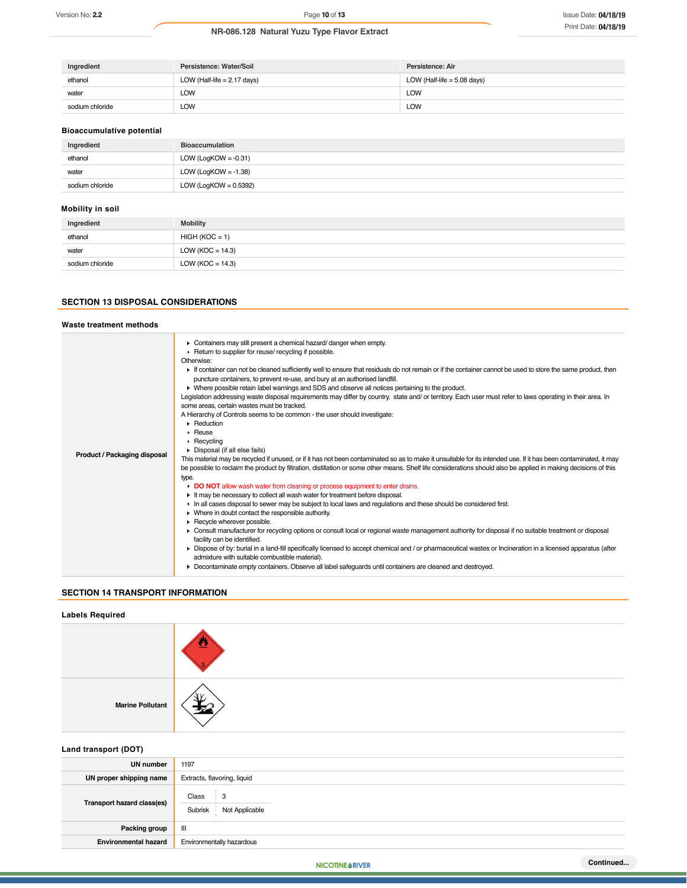| Ingredient | Persistence: Water/Soil | Persistence: Air |
|---|---|---|
| ethanol | LOW (Half-life = 2.17 days) | LOW (Half-life = 5.08 days) |
| water | LOW | LOW |
| sodium chloride | LOW | LOW |

### Bioaccumulative potential

| Ingredient | Bioaccumulation |
|---|---|
| ethanol | LOW (LogKOW = -0.31) |
| water | LOW (LogKOW = -1.38) |
| sodium chloride | LOW (LogKOW = 0.5392) |

### Mobility in soil

| Ingredient | Mobility |
|---|---|
| ethanol | HIGH (KOC = 1) |
| water | LOW (KOC = 14.3) |
| sodium chloride | LOW (KOC = 14.3) |

## SECTION 13 DISPOSAL CONSIDERATIONS

### Waste treatment methods

**Product / Packaging disposal**

- Containers may still present a chemical hazard/ danger when empty.
- Return to supplier for reuse/ recycling if possible.

Otherwise:

- If container can not be cleaned sufficiently well to ensure that residuals do not remain or if the container cannot be used to store the same product, then puncture containers, to prevent re-use, and bury at an authorised landfill.
- Where possible retain label warnings and SDS and observe all notices pertaining to the product.

Legislation addressing waste disposal requirements may differ by country, state and/ or territory. Each user must refer to laws operating in their area. In some areas, certain wastes must be tracked.

A Hierarchy of Controls seems to be common - the user should investigate:

- Reduction
- Reuse
- Recycling
- Disposal (if all else fails)

This material may be recycled if unused, or if it has not been contaminated so as to make it unsuitable for its intended use. If it has been contaminated, it may be possible to reclaim the product by filtration, distillation or some other means. Shelf life considerations should also be applied in making decisions of this type.

- **DO NOT** allow wash water from cleaning or process equipment to enter drains.
- It may be necessary to collect all wash water for treatment before disposal.
- In all cases disposal to sewer may be subject to local laws and regulations and these should be considered first.
- Where in doubt contact the responsible authority.
- Recycle wherever possible.
- Consult manufacturer for recycling options or consult local or regional waste management authority for disposal if no suitable treatment or disposal facility can be identified.
- Dispose of by: burial in a land-fill specifically licensed to accept chemical and / or pharmaceutical wastes or Incineration in a licensed apparatus (after admixture with suitable combustible material).
- Decontaminate empty containers. Observe all label safeguards until containers are cleaned and destroyed.

## SECTION 14 TRANSPORT INFORMATION

### Labels Required

Marine Pollutant

### Land transport (DOT)

| | |
|---|---|
| UN number | 1197 |
| UN proper shipping name | Extracts, flavoring, liquid |
| Transport hazard class(es) | Class: 3<br>Subrisk: Not Applicable |
| Packing group | III |
| Environmental hazard | Environmentally hazardous |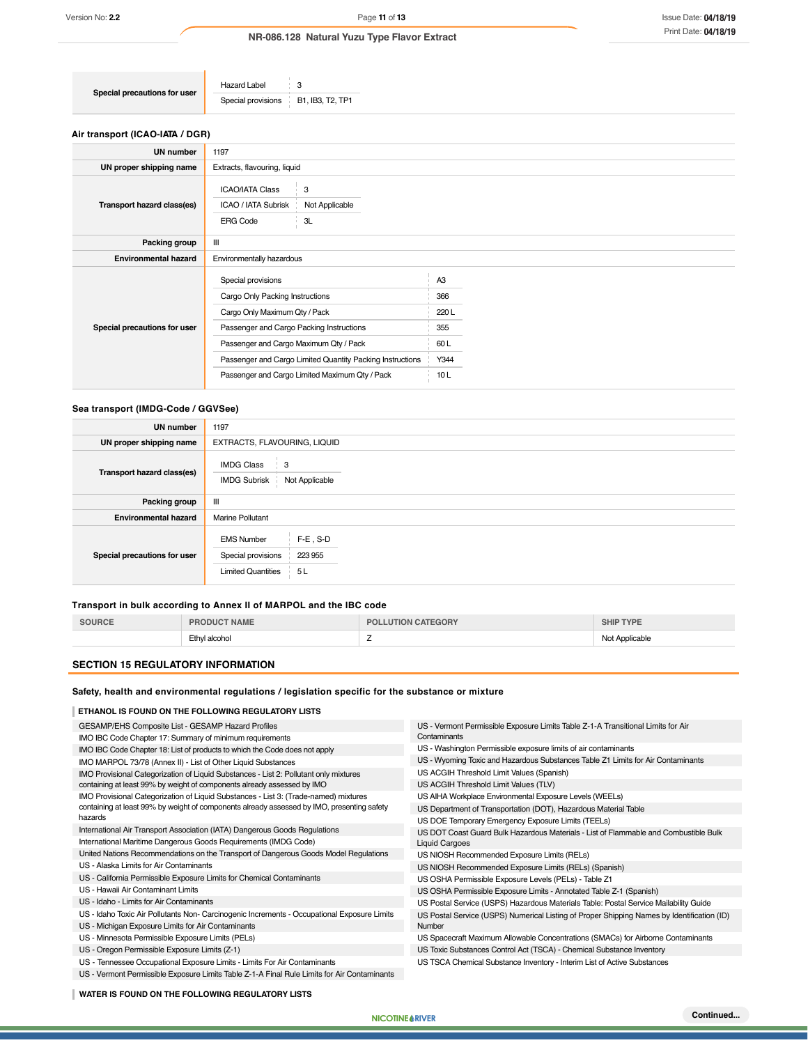| | | |
|---|---|---|
| **Special precautions for user** | Hazard Label | 3 |
| | Special provisions | B1, IB3, T2, TP1 |

### Air transport (ICAO-IATA / DGR)

| | | |
|---|---|---|
| **UN number** | 1197 | |
| **UN proper shipping name** | Extracts, flavouring, liquid | |
| **Transport hazard class(es)** | ICAO/IATA Class | 3 |
| | ICAO / IATA Subrisk | Not Applicable |
| | ERG Code | 3L |
| **Packing group** | III | |
| **Environmental hazard** | Environmentally hazardous | |
| **Special precautions for user** | Special provisions | A3 |
| | Cargo Only Packing Instructions | 366 |
| | Cargo Only Maximum Qty / Pack | 220 L |
| | Passenger and Cargo Packing Instructions | 355 |
| | Passenger and Cargo Maximum Qty / Pack | 60 L |
| | Passenger and Cargo Limited Quantity Packing Instructions | Y344 |
| | Passenger and Cargo Limited Maximum Qty / Pack | 10 L |

### Sea transport (IMDG-Code / GGVSee)

| | | |
|---|---|---|
| **UN number** | 1197 | |
| **UN proper shipping name** | EXTRACTS, FLAVOURING, LIQUID | |
| **Transport hazard class(es)** | IMDG Class | 3 |
| | IMDG Subrisk | Not Applicable |
| **Packing group** | III | |
| **Environmental hazard** | Marine Pollutant | |
| **Special precautions for user** | EMS Number | F-E , S-D |
| | Special provisions | 223 955 |
| | Limited Quantities | 5 L |

### Transport in bulk according to Annex II of MARPOL and the IBC code

| SOURCE | PRODUCT NAME | POLLUTION CATEGORY | SHIP TYPE |
|---|---|---|---|
| | Ethyl alcohol | Z | Not Applicable |

## SECTION 15 REGULATORY INFORMATION

### Safety, health and environmental regulations / legislation specific for the substance or mixture

**ETHANOL IS FOUND ON THE FOLLOWING REGULATORY LISTS**

- GESAMP/EHS Composite List - GESAMP Hazard Profiles
- IMO IBC Code Chapter 17: Summary of minimum requirements
- IMO IBC Code Chapter 18: List of products to which the Code does not apply
- IMO MARPOL 73/78 (Annex II) - List of Other Liquid Substances
- IMO Provisional Categorization of Liquid Substances - List 2: Pollutant only mixtures containing at least 99% by weight of components already assessed by IMO
- IMO Provisional Categorization of Liquid Substances - List 3: (Trade-named) mixtures containing at least 99% by weight of components already assessed by IMO, presenting safety hazards
- International Air Transport Association (IATA) Dangerous Goods Regulations
- International Maritime Dangerous Goods Requirements (IMDG Code)
- United Nations Recommendations on the Transport of Dangerous Goods Model Regulations
- US - Alaska Limits for Air Contaminants
- US - California Permissible Exposure Limits for Chemical Contaminants
- US - Hawaii Air Contaminant Limits
- US - Idaho - Limits for Air Contaminants
- US - Idaho Toxic Air Pollutants Non- Carcinogenic Increments - Occupational Exposure Limits
- US - Michigan Exposure Limits for Air Contaminants
- US - Minnesota Permissible Exposure Limits (PELs)
- US - Oregon Permissible Exposure Limits (Z-1)
- US - Tennessee Occupational Exposure Limits - Limits For Air Contaminants
- US - Vermont Permissible Exposure Limits Table Z-1-A Final Rule Limits for Air Contaminants
- US - Vermont Permissible Exposure Limits Table Z-1-A Transitional Limits for Air Contaminants
- US - Washington Permissible exposure limits of air contaminants
- US - Wyoming Toxic and Hazardous Substances Table Z1 Limits for Air Contaminants
- US ACGIH Threshold Limit Values (Spanish)
- US ACGIH Threshold Limit Values (TLV)
- US AIHA Workplace Environmental Exposure Levels (WEELs)
- US Department of Transportation (DOT), Hazardous Material Table
- US DOE Temporary Emergency Exposure Limits (TEELs)
- US DOT Coast Guard Bulk Hazardous Materials - List of Flammable and Combustible Bulk Liquid Cargoes
- US NIOSH Recommended Exposure Limits (RELs)
- US NIOSH Recommended Exposure Limits (RELs) (Spanish)
- US OSHA Permissible Exposure Levels (PELs) - Table Z1
- US OSHA Permissible Exposure Limits - Annotated Table Z-1 (Spanish)
- US Postal Service (USPS) Hazardous Materials Table: Postal Service Mailability Guide
- US Postal Service (USPS) Numerical Listing of Proper Shipping Names by Identification (ID) Number
- US Spacecraft Maximum Allowable Concentrations (SMACs) for Airborne Contaminants
- US Toxic Substances Control Act (TSCA) - Chemical Substance Inventory
- US TSCA Chemical Substance Inventory - Interim List of Active Substances

**WATER IS FOUND ON THE FOLLOWING REGULATORY LISTS**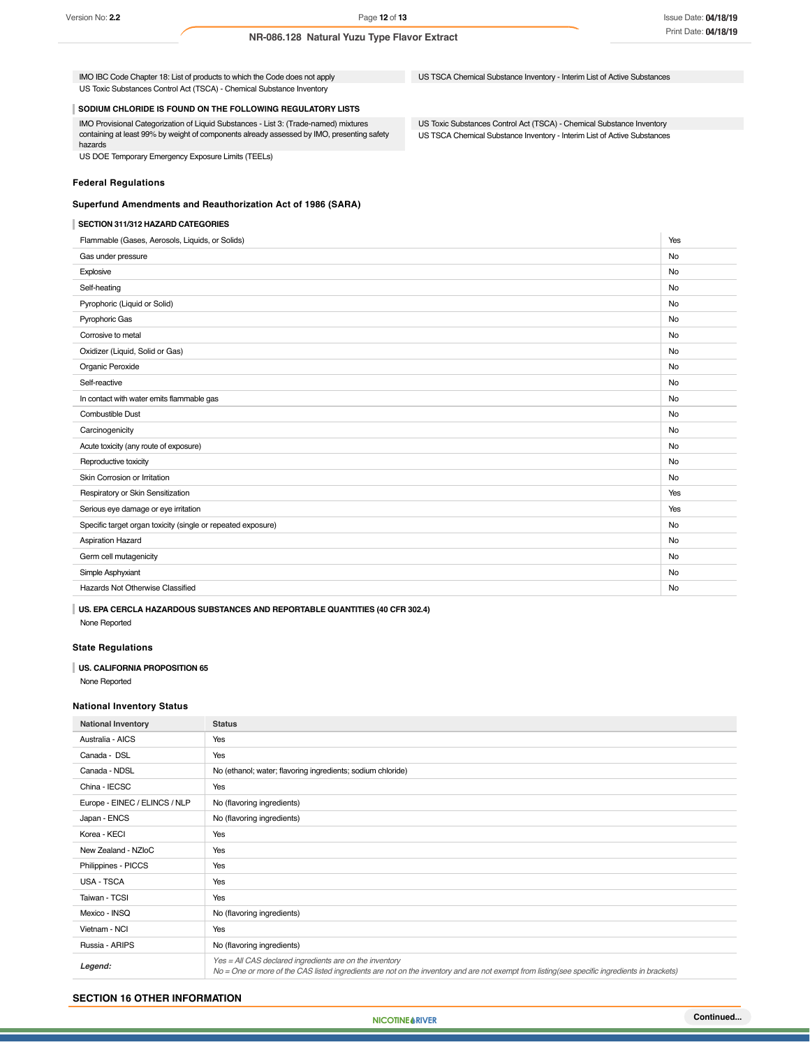| | |
|---|---|
| IMO IBC Code Chapter 18: List of products to which the Code does not apply | US TSCA Chemical Substance Inventory - Interim List of Active Substances |
| US Toxic Substances Control Act (TSCA) - Chemical Substance Inventory | |

**SODIUM CHLORIDE IS FOUND ON THE FOLLOWING REGULATORY LISTS**

| | |
|---|---|
| IMO Provisional Categorization of Liquid Substances - List 3: (Trade-named) mixtures containing at least 99% by weight of components already assessed by IMO, presenting safety hazards | US Toxic Substances Control Act (TSCA) - Chemical Substance Inventory |
| US DOE Temporary Emergency Exposure Limits (TEELs) | US TSCA Chemical Substance Inventory - Interim List of Active Substances |

### Federal Regulations

### Superfund Amendments and Reauthorization Act of 1986 (SARA)

**SECTION 311/312 HAZARD CATEGORIES**

| | |
|---|---|
| Flammable (Gases, Aerosols, Liquids, or Solids) | Yes |
| Gas under pressure | No |
| Explosive | No |
| Self-heating | No |
| Pyrophoric (Liquid or Solid) | No |
| Pyrophoric Gas | No |
| Corrosive to metal | No |
| Oxidizer (Liquid, Solid or Gas) | No |
| Organic Peroxide | No |
| Self-reactive | No |
| In contact with water emits flammable gas | No |
| Combustible Dust | No |
| Carcinogenicity | No |
| Acute toxicity (any route of exposure) | No |
| Reproductive toxicity | No |
| Skin Corrosion or Irritation | No |
| Respiratory or Skin Sensitization | Yes |
| Serious eye damage or eye irritation | Yes |
| Specific target organ toxicity (single or repeated exposure) | No |
| Aspiration Hazard | No |
| Germ cell mutagenicity | No |
| Simple Asphyxiant | No |
| Hazards Not Otherwise Classified | No |

**US. EPA CERCLA HAZARDOUS SUBSTANCES AND REPORTABLE QUANTITIES (40 CFR 302.4)**

None Reported

### State Regulations

**US. CALIFORNIA PROPOSITION 65**

None Reported

### National Inventory Status

| National Inventory | Status |
|---|---|
| Australia - AICS | Yes |
| Canada - DSL | Yes |
| Canada - NDSL | No (ethanol; water; flavoring ingredients; sodium chloride) |
| China - IECSC | Yes |
| Europe - EINEC / ELINCS / NLP | No (flavoring ingredients) |
| Japan - ENCS | No (flavoring ingredients) |
| Korea - KECI | Yes |
| New Zealand - NZIoC | Yes |
| Philippines - PICCS | Yes |
| USA - TSCA | Yes |
| Taiwan - TCSI | Yes |
| Mexico - INSQ | No (flavoring ingredients) |
| Vietnam - NCI | Yes |
| Russia - ARIPS | No (flavoring ingredients) |
| ***Legend:*** | *Yes = All CAS declared ingredients are on the inventory*<br>*No = One or more of the CAS listed ingredients are not on the inventory and are not exempt from listing(see specific ingredients in brackets)* |

## SECTION 16 OTHER INFORMATION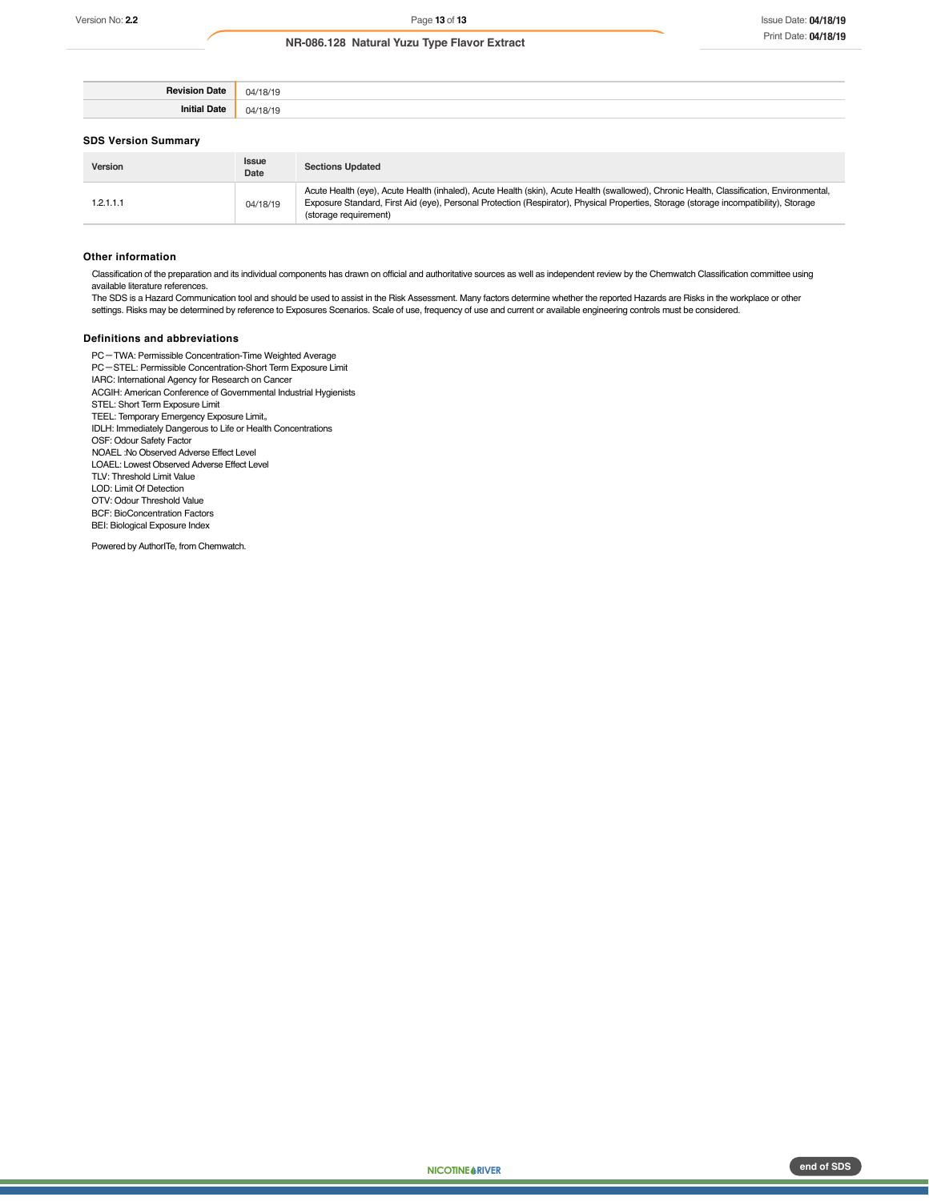| | |
|---|---|
| **Revision Date** | 04/18/19 |
| **Initial Date** | 04/18/19 |

### SDS Version Summary

| Version | Issue Date | Sections Updated |
|---|---|---|
| 1.2.1.1.1 | 04/18/19 | Acute Health (eye), Acute Health (inhaled), Acute Health (skin), Acute Health (swallowed), Chronic Health, Classification, Environmental, Exposure Standard, First Aid (eye), Personal Protection (Respirator), Physical Properties, Storage (storage incompatibility), Storage (storage requirement) |

### Other information

Classification of the preparation and its individual components has drawn on official and authoritative sources as well as independent review by the Chemwatch Classification committee using available literature references.

The SDS is a Hazard Communication tool and should be used to assist in the Risk Assessment. Many factors determine whether the reported Hazards are Risks in the workplace or other settings. Risks may be determined by reference to Exposures Scenarios. Scale of use, frequency of use and current or available engineering controls must be considered.

### Definitions and abbreviations

PC－TWA: Permissible Concentration-Time Weighted Average
PC－STEL: Permissible Concentration-Short Term Exposure Limit
IARC: International Agency for Research on Cancer
ACGIH: American Conference of Governmental Industrial Hygienists
STEL: Short Term Exposure Limit
TEEL: Temporary Emergency Exposure Limit。
IDLH: Immediately Dangerous to Life or Health Concentrations
OSF: Odour Safety Factor
NOAEL :No Observed Adverse Effect Level
LOAEL: Lowest Observed Adverse Effect Level
TLV: Threshold Limit Value
LOD: Limit Of Detection
OTV: Odour Threshold Value
BCF: BioConcentration Factors
BEI: Biological Exposure Index

Powered by AuthorITe, from Chemwatch.

end of SDS